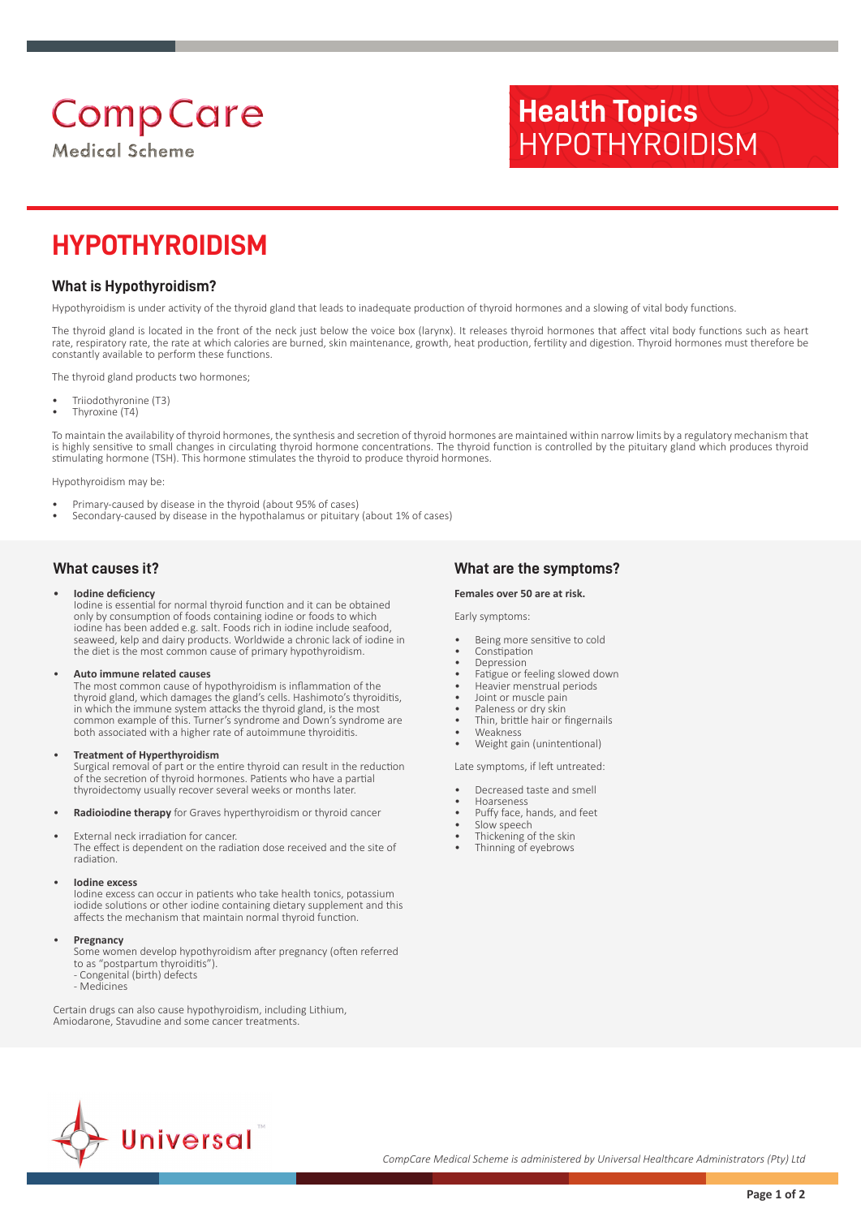CompCare Medical Scheme

**Health Topics**
HYPOTHYROIDISM

# HYPOTHYROIDISM

## What is Hypothyroidism?

Hypothyroidism is under activity of the thyroid gland that leads to inadequate production of thyroid hormones and a slowing of vital body functions.

The thyroid gland is located in the front of the neck just below the voice box (larynx). It releases thyroid hormones that affect vital body functions such as heart rate, respiratory rate, the rate at which calories are burned, skin maintenance, growth, heat production, fertility and digestion. Thyroid hormones must therefore be constantly available to perform these functions.

The thyroid gland products two hormones;

- Triiodothyronine (T3)
- Thyroxine (T4)

To maintain the availability of thyroid hormones, the synthesis and secretion of thyroid hormones are maintained within narrow limits by a regulatory mechanism that is highly sensitive to small changes in circulating thyroid hormone concentrations. The thyroid function is controlled by the pituitary gland which produces thyroid stimulating hormone (TSH). This hormone stimulates the thyroid to produce thyroid hormones.

Hypothyroidism may be:

- Primary-caused by disease in the thyroid (about 95% of cases)
- Secondary-caused by disease in the hypothalamus or pituitary (about 1% of cases)

## What causes it?

- **Iodine deficiency**
  Iodine is essential for normal thyroid function and it can be obtained only by consumption of foods containing iodine or foods to which iodine has been added e.g. salt. Foods rich in iodine include seafood, seaweed, kelp and dairy products. Worldwide a chronic lack of iodine in the diet is the most common cause of primary hypothyroidism.

- **Auto immune related causes**
  The most common cause of hypothyroidism is inflammation of the thyroid gland, which damages the gland's cells. Hashimoto's thyroiditis, in which the immune system attacks the thyroid gland, is the most common example of this. Turner's syndrome and Down's syndrome are both associated with a higher rate of autoimmune thyroiditis.

- **Treatment of Hyperthyroidism**
  Surgical removal of part or the entire thyroid can result in the reduction of the secretion of thyroid hormones. Patients who have a partial thyroidectomy usually recover several weeks or months later.

- **Radioiodine therapy** for Graves hyperthyroidism or thyroid cancer

- External neck irradiation for cancer.
  The effect is dependent on the radiation dose received and the site of radiation.

- **Iodine excess**
  Iodine excess can occur in patients who take health tonics, potassium iodide solutions or other iodine containing dietary supplement and this affects the mechanism that maintain normal thyroid function.

- **Pregnancy**
  Some women develop hypothyroidism after pregnancy (often referred to as "postpartum thyroiditis").
  - Congenital (birth) defects
  - Medicines

Certain drugs can also cause hypothyroidism, including Lithium, Amiodarone, Stavudine and some cancer treatments.

## What are the symptoms?

**Females over 50 are at risk.**

Early symptoms:

- Being more sensitive to cold
- Constipation
- Depression
- Fatigue or feeling slowed down
- Heavier menstrual periods
- Joint or muscle pain
- Paleness or dry skin
- Thin, brittle hair or fingernails
- Weakness
- Weight gain (unintentional)

Late symptoms, if left untreated:

- Decreased taste and smell
- Hoarseness
- Puffy face, hands, and feet
- Slow speech
- Thickening of the skin
- Thinning of eyebrows

Universal™

*CompCare Medical Scheme is administered by Universal Healthcare Administrators (Pty) Ltd*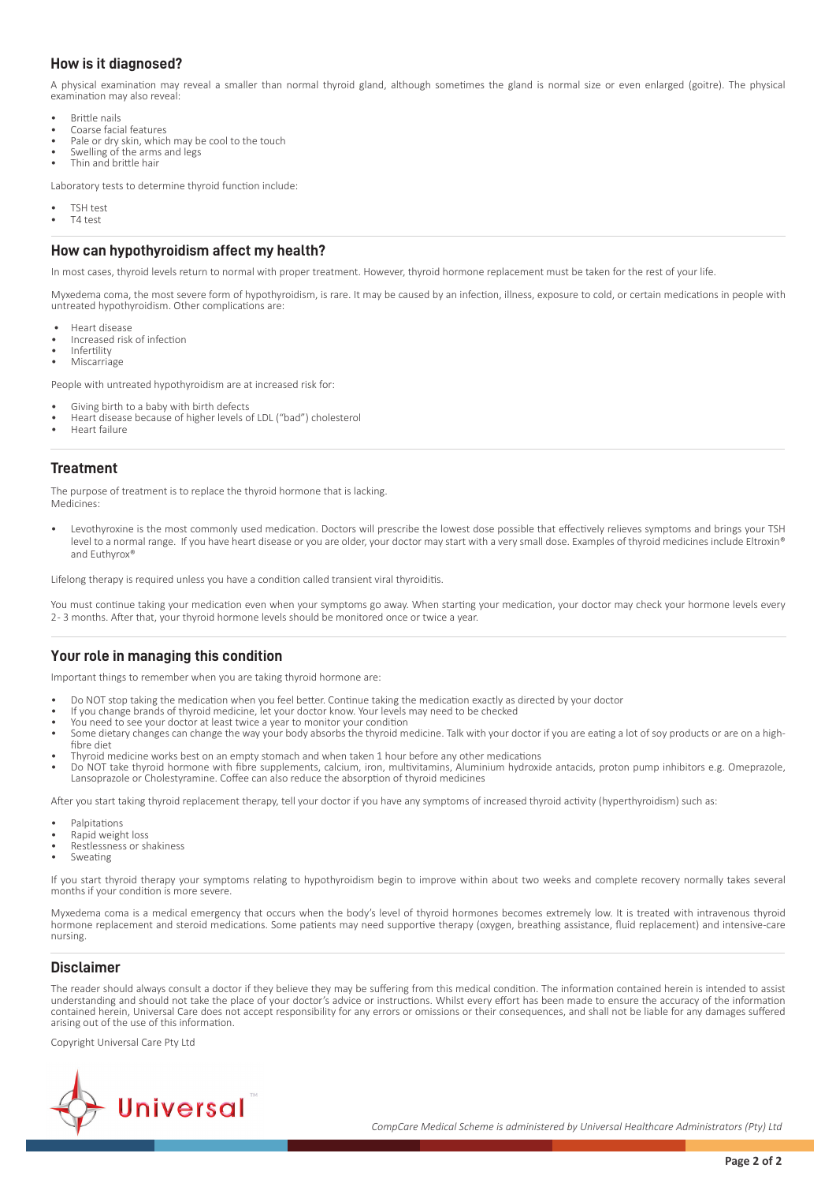## How is it diagnosed?

A physical examination may reveal a smaller than normal thyroid gland, although sometimes the gland is normal size or even enlarged (goitre). The physical examination may also reveal:

- Brittle nails
- Coarse facial features
- Pale or dry skin, which may be cool to the touch
- Swelling of the arms and legs
- Thin and brittle hair

Laboratory tests to determine thyroid function include:

- TSH test
- T4 test

## How can hypothyroidism affect my health?

In most cases, thyroid levels return to normal with proper treatment. However, thyroid hormone replacement must be taken for the rest of your life.

Myxedema coma, the most severe form of hypothyroidism, is rare. It may be caused by an infection, illness, exposure to cold, or certain medications in people with untreated hypothyroidism. Other complications are:

- Heart disease
- Increased risk of infection
- Infertility
- Miscarriage

People with untreated hypothyroidism are at increased risk for:

- Giving birth to a baby with birth defects
- Heart disease because of higher levels of LDL ("bad") cholesterol
- Heart failure

## Treatment

The purpose of treatment is to replace the thyroid hormone that is lacking.
Medicines:

- Levothyroxine is the most commonly used medication. Doctors will prescribe the lowest dose possible that effectively relieves symptoms and brings your TSH level to a normal range. If you have heart disease or you are older, your doctor may start with a very small dose. Examples of thyroid medicines include Eltroxin® and Euthyrox®

Lifelong therapy is required unless you have a condition called transient viral thyroiditis.

You must continue taking your medication even when your symptoms go away. When starting your medication, your doctor may check your hormone levels every 2- 3 months. After that, your thyroid hormone levels should be monitored once or twice a year.

## Your role in managing this condition

Important things to remember when you are taking thyroid hormone are:

- Do NOT stop taking the medication when you feel better. Continue taking the medication exactly as directed by your doctor
- If you change brands of thyroid medicine, let your doctor know. Your levels may need to be checked
- You need to see your doctor at least twice a year to monitor your condition
- Some dietary changes can change the way your body absorbs the thyroid medicine. Talk with your doctor if you are eating a lot of soy products or are on a high-fibre diet
- Thyroid medicine works best on an empty stomach and when taken 1 hour before any other medications
- Do NOT take thyroid hormone with fibre supplements, calcium, iron, multivitamins, Aluminium hydroxide antacids, proton pump inhibitors e.g. Omeprazole, Lansoprazole or Cholestyramine. Coffee can also reduce the absorption of thyroid medicines

After you start taking thyroid replacement therapy, tell your doctor if you have any symptoms of increased thyroid activity (hyperthyroidism) such as:

- Palpitations
- Rapid weight loss
- Restlessness or shakiness
- Sweating

If you start thyroid therapy your symptoms relating to hypothyroidism begin to improve within about two weeks and complete recovery normally takes several months if your condition is more severe.

Myxedema coma is a medical emergency that occurs when the body's level of thyroid hormones becomes extremely low. It is treated with intravenous thyroid hormone replacement and steroid medications. Some patients may need supportive therapy (oxygen, breathing assistance, fluid replacement) and intensive-care nursing.

## Disclaimer

The reader should always consult a doctor if they believe they may be suffering from this medical condition. The information contained herein is intended to assist understanding and should not take the place of your doctor's advice or instructions. Whilst every effort has been made to ensure the accuracy of the information contained herein, Universal Care does not accept responsibility for any errors or omissions or their consequences, and shall not be liable for any damages suffered arising out of the use of this information.

Copyright Universal Care Pty Ltd

Universal™

*CompCare Medical Scheme is administered by Universal Healthcare Administrators (Pty) Ltd*